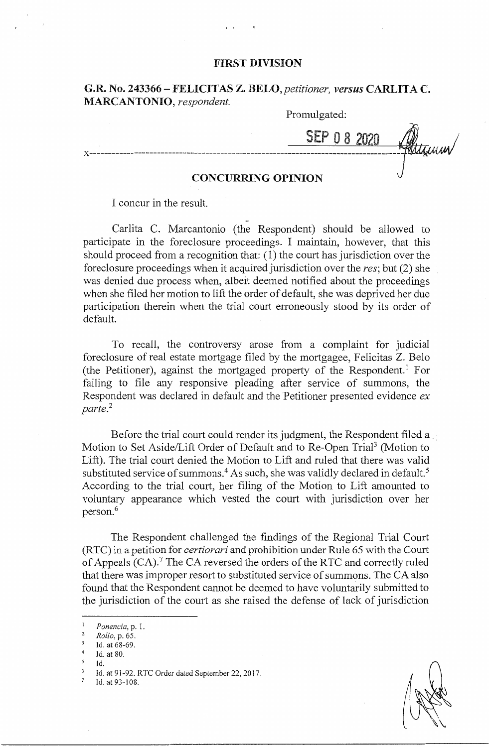**FIRST DIVISION**

**G.R. No. 243366 – FELICITAS Z. BELO,** *petitioner,* ***versus*** **CARLITA C. MARCANTONIO,** *respondent.*

Promulgated:

SEP 08 2020

x-----------------------------------------------------------------------------------------x

**CONCURRING OPINION**

I concur in the result.

Carlita C. Marcantonio (the Respondent) should be allowed to participate in the foreclosure proceedings. I maintain, however, that this should proceed from a recognition that: (1) the court has jurisdiction over the foreclosure proceedings when it acquired jurisdiction over the *res*; but (2) she was denied due process when, albeit deemed notified about the proceedings when she filed her motion to lift the order of default, she was deprived her due participation therein when the trial court erroneously stood by its order of default.

To recall, the controversy arose from a complaint for judicial foreclosure of real estate mortgage filed by the mortgagee, Felicitas Z. Belo (the Petitioner), against the mortgaged property of the Respondent.[1] For failing to file any responsive pleading after service of summons, the Respondent was declared in default and the Petitioner presented evidence *ex parte*.[2]

Before the trial court could render its judgment, the Respondent filed a Motion to Set Aside/Lift Order of Default and to Re-Open Trial[3] (Motion to Lift). The trial court denied the Motion to Lift and ruled that there was valid substituted service of summons.[4] As such, she was validly declared in default.[5] According to the trial court, her filing of the Motion to Lift amounted to voluntary appearance which vested the court with jurisdiction over her person.[6]

The Respondent challenged the findings of the Regional Trial Court (RTC) in a petition for *certiorari* and prohibition under Rule 65 with the Court of Appeals (CA).[7] The CA reversed the orders of the RTC and correctly ruled that there was improper resort to substituted service of summons. The CA also found that the Respondent cannot be deemed to have voluntarily submitted to the jurisdiction of the court as she raised the defense of lack of jurisdiction

---

[1] *Ponencia*, p. 1.

[2] *Rollo*, p. 65.

[3] Id. at 68-69.

[4] Id. at 80.

[5] Id.

[6] Id. at 91-92. RTC Order dated September 22, 2017.

[7] Id. at 93-108.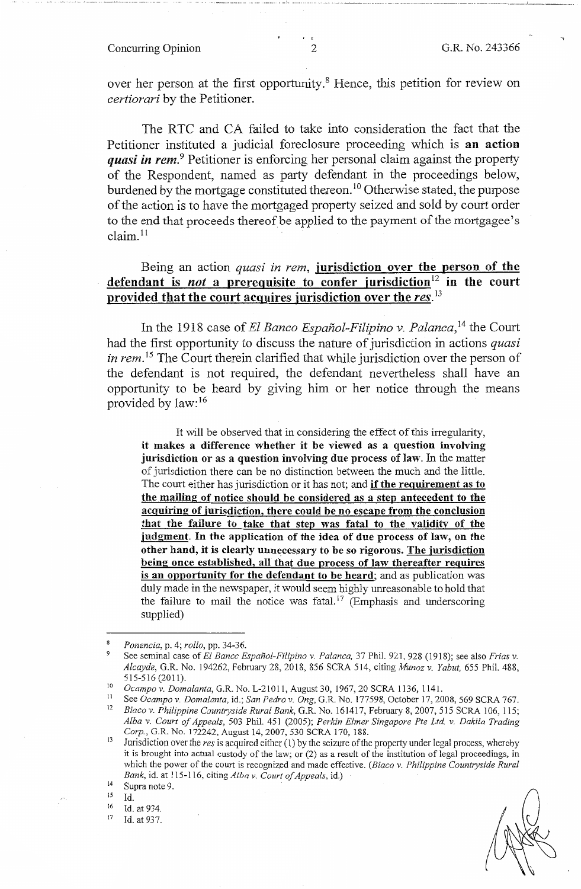over her person at the first opportunity.[8] Hence, this petition for review on *certiorari* by the Petitioner.

The RTC and CA failed to take into consideration the fact that the Petitioner instituted a judicial foreclosure proceeding which is **an action *quasi in rem*.**[9] Petitioner is enforcing her personal claim against the property of the Respondent, named as party defendant in the proceedings below, burdened by the mortgage constituted thereon.[10] Otherwise stated, the purpose of the action is to have the mortgaged property seized and sold by court order to the end that proceeds thereof be applied to the payment of the mortgagee's claim.[11]

Being an action *quasi in rem*, **<u>jurisdiction over the person of the defendant is *not* a prerequisite to confer jurisdiction</u>[12] in the court <u>provided that the court acquires jurisdiction over the *res*</u>.**[13]

In the 1918 case of *El Banco Español-Filipino v. Palanca*,[14] the Court had the first opportunity to discuss the nature of jurisdiction in actions *quasi in rem*.[15] The Court therein clarified that while jurisdiction over the person of the defendant is not required, the defendant nevertheless shall have an opportunity to be heard by giving him or her notice through the means provided by law:[16]

> It will be observed that in considering the effect of this irregularity, **it makes a difference whether it be viewed as a question involving jurisdiction or as a question involving due process of law**. In the matter of jurisdiction there can be no distinction between the much and the little. The court either has jurisdiction or it has not; and **<u>if the requirement as to the mailing of notice should be considered as a step antecedent to the acquiring of jurisdiction, there could be no escape from the conclusion that the failure to take that step was fatal to the validity of the judgment</u>. In the application of the idea of due process of law, on the other hand, it is clearly unnecessary to be so rigorous. <u>The jurisdiction being once established, all that due process of law thereafter requires is an opportunity for the defendant to be heard</u>**; and as publication was duly made in the newspaper, it would seem highly unreasonable to hold that the failure to mail the notice was fatal.[17] (Emphasis and underscoring supplied)

---

[8] *Ponencia*, p. 4; *rollo*, pp. 34-36.

[9] See seminal case of *El Banco Español-Filipino v. Palanca*, 37 Phil. 921, 928 (1918); see also *Frias v. Alcayde*, G.R. No. 194262, February 28, 2018, 856 SCRA 514, citing *Munoz v. Yabut*, 655 Phil. 488, 515-516 (2011).

[10] *Ocampo v. Domalanta*, G.R. No. L-21011, August 30, 1967, 20 SCRA 1136, 1141.

[11] See *Ocampo v. Domalanta*, id.; *San Pedro v. Ong*, G.R. No. 177598, October 17, 2008, 569 SCRA 767.

[12] *Biaco v. Philippine Countryside Rural Bank*, G.R. No. 161417, February 8, 2007, 515 SCRA 106, 115; *Alba v. Court of Appeals*, 503 Phil. 451 (2005); *Perkin Elmer Singapore Pte Ltd. v. Dakila Trading Corp.*, G.R. No. 172242, August 14, 2007, 530 SCRA 170, 188.

[13] Jurisdiction over the *res* is acquired either (1) by the seizure of the property under legal process, whereby it is brought into actual custody of the law; or (2) as a result of the institution of legal proceedings, in which the power of the court is recognized and made effective. (*Biaco v. Philippine Countryside Rural Bank*, id. at 115-116, citing *Alba v. Court of Appeals*, id.)

[14] Supra note 9.

[15] Id.

[16] Id. at 934.

[17] Id. at 937.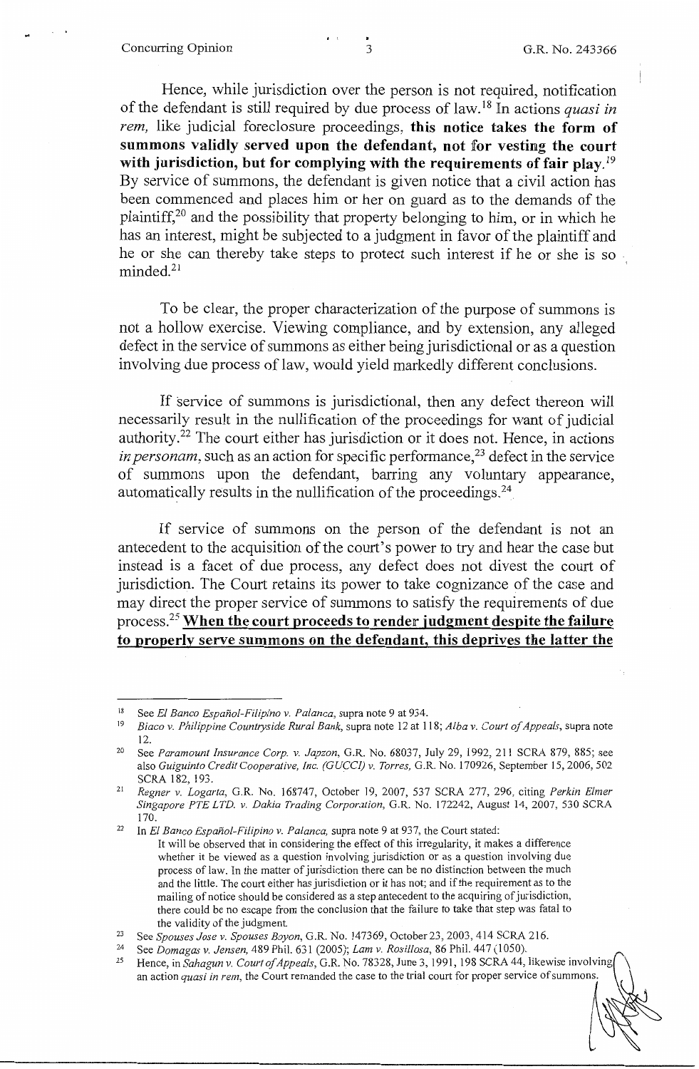Hence, while jurisdiction over the person is not required, notification of the defendant is still required by due process of law.[18] In actions *quasi in rem*, like judicial foreclosure proceedings, **this notice takes the form of summons validly served upon the defendant, not for vesting the court with jurisdiction, but for complying with the requirements of fair play.**[19] By service of summons, the defendant is given notice that a civil action has been commenced and places him or her on guard as to the demands of the plaintiff,[20] and the possibility that property belonging to him, or in which he has an interest, might be subjected to a judgment in favor of the plaintiff and he or she can thereby take steps to protect such interest if he or she is so minded.[21]

To be clear, the proper characterization of the purpose of summons is not a hollow exercise. Viewing compliance, and by extension, any alleged defect in the service of summons as either being jurisdictional or as a question involving due process of law, would yield markedly different conclusions.

If service of summons is jurisdictional, then any defect thereon will necessarily result in the nullification of the proceedings for want of judicial authority.[22] The court either has jurisdiction or it does not. Hence, in actions *in personam*, such as an action for specific performance,[23] defect in the service of summons upon the defendant, barring any voluntary appearance, automatically results in the nullification of the proceedings.[24]

If service of summons on the person of the defendant is not an antecedent to the acquisition of the court's power to try and hear the case but instead is a facet of due process, any defect does not divest the court of jurisdiction. The Court retains its power to take cognizance of the case and may direct the proper service of summons to satisfy the requirements of due process.[25] **<u>When the court proceeds to render judgment despite the failure to properly serve summons on the defendant, this deprives the latter the</u>**

---

[18] See *El Banco Español-Filipino v. Palanca*, supra note 9 at 934.

[19] *Biaco v. Philippine Countryside Rural Bank*, supra note 12 at 118; *Alba v. Court of Appeals*, supra note 12.

[20] See *Paramount Insurance Corp. v. Japzon*, G.R. No. 68037, July 29, 1992, 211 SCRA 879, 885; see also *Guiguinto Credit Cooperative, Inc. (GUCCI) v. Torres*, G.R. No. 170926, September 15, 2006, 502 SCRA 182, 193.

[21] *Regner v. Logarta*, G.R. No. 168747, October 19, 2007, 537 SCRA 277, 296, citing *Perkin Elmer Singapore PTE LTD. v. Dakia Trading Corporation*, G.R. No. 172242, August 14, 2007, 530 SCRA 170.

[22] In *El Banco Español-Filipino v. Palanca*, supra note 9 at 937, the Court stated:

> It will be observed that in considering the effect of this irregularity, it makes a difference whether it be viewed as a question involving jurisdiction or as a question involving due process of law. In the matter of jurisdiction there can be no distinction between the much and the little. The court either has jurisdiction or it has not; and if the requirement as to the mailing of notice should be considered as a step antecedent to the acquiring of jurisdiction, there could be no escape from the conclusion that the failure to take that step was fatal to the validity of the judgment.

[23] See *Spouses Jose v. Spouses Boyon*, G.R. No. 147369, October 23, 2003, 414 SCRA 216.

[24] See *Domagas v. Jensen*, 489 Phil. 631 (2005); *Lam v. Rosillosa*, 86 Phil. 447 (1050).

[25] Hence, in *Sahagun v. Court of Appeals*, G.R. No. 78328, June 3, 1991, 198 SCRA 44, likewise involving an action *quasi in rem*, the Court remanded the case to the trial court for proper service of summons.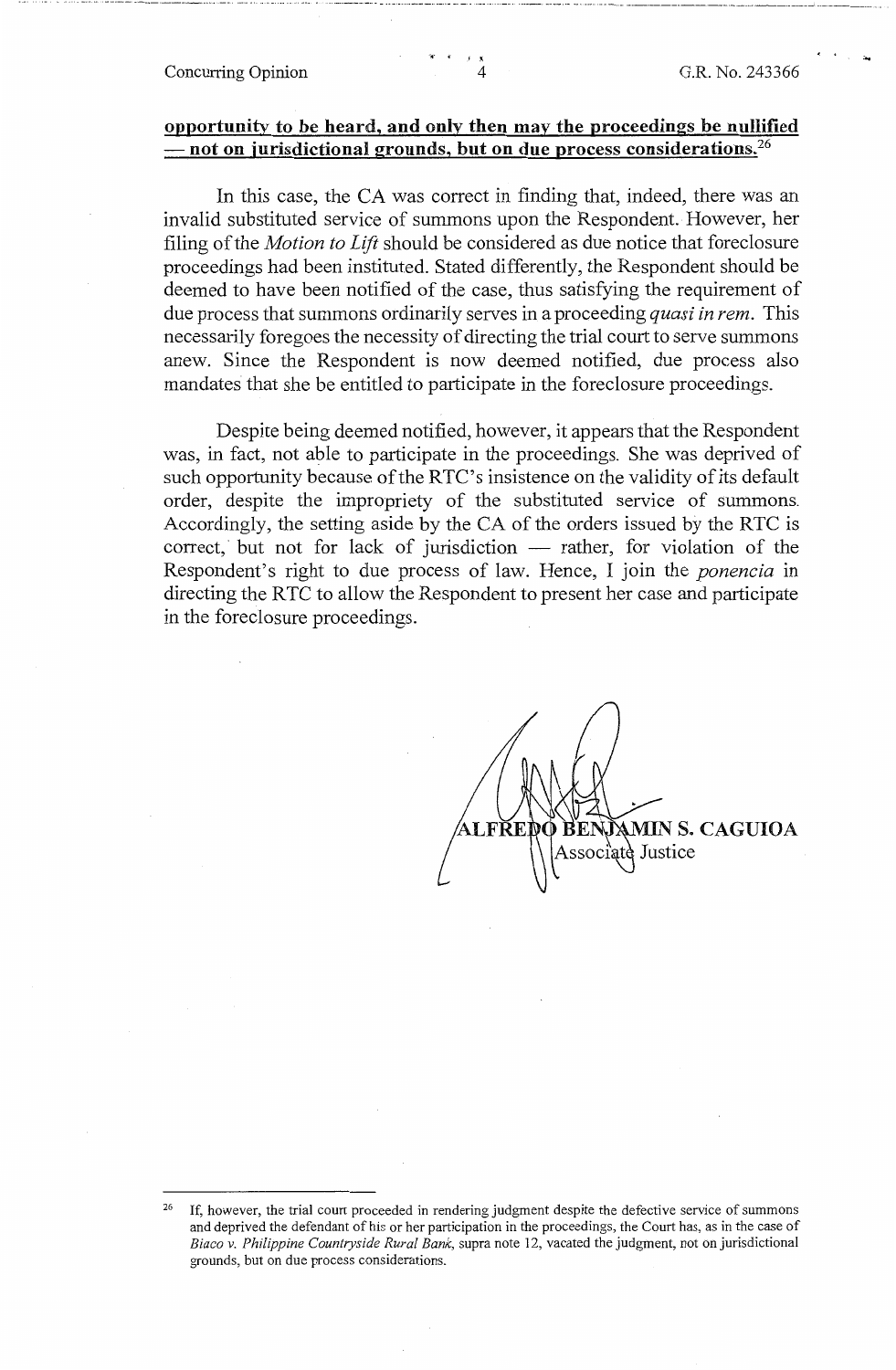**opportunity to be heard, and only then may the proceedings be nullified — not on jurisdictional grounds, but on due process considerations.**[26]

In this case, the CA was correct in finding that, indeed, there was an invalid substituted service of summons upon the Respondent. However, her filing of the *Motion to Lift* should be considered as due notice that foreclosure proceedings had been instituted. Stated differently, the Respondent should be deemed to have been notified of the case, thus satisfying the requirement of due process that summons ordinarily serves in a proceeding *quasi in rem*. This necessarily foregoes the necessity of directing the trial court to serve summons anew. Since the Respondent is now deemed notified, due process also mandates that she be entitled to participate in the foreclosure proceedings.

Despite being deemed notified, however, it appears that the Respondent was, in fact, not able to participate in the proceedings. She was deprived of such opportunity because of the RTC's insistence on the validity of its default order, despite the impropriety of the substituted service of summons. Accordingly, the setting aside by the CA of the orders issued by the RTC is correct, but not for lack of jurisdiction — rather, for violation of the Respondent's right to due process of law. Hence, I join the *ponencia* in directing the RTC to allow the Respondent to present her case and participate in the foreclosure proceedings.

**ALFREDO BENJAMIN S. CAGUIOA**
Associate Justice

---

[26] If, however, the trial court proceeded in rendering judgment despite the defective service of summons and deprived the defendant of his or her participation in the proceedings, the Court has, as in the case of *Biaco v. Philippine Countryside Rural Bank*, supra note 12, vacated the judgment, not on jurisdictional grounds, but on due process considerations.